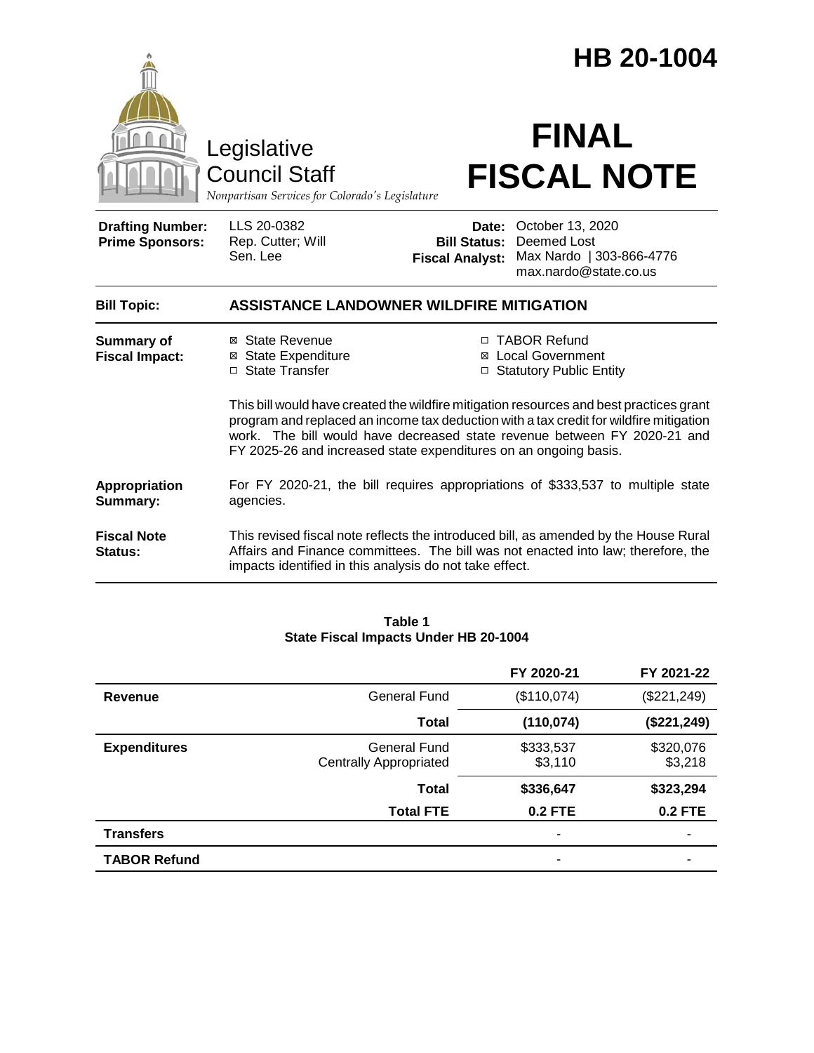# HB 20-1004

Legislative Council Staff

*Nonpartisan Services for Colorado's Legislature*

# FINAL FISCAL NOTE

| | | | |
|---|---|---|---|
| **Drafting Number:** | LLS 20-0382 | **Date:** | October 13, 2020 |
| **Prime Sponsors:** | Rep. Cutter; Will<br>Sen. Lee | **Bill Status:** | Deemed Lost |
| | | **Fiscal Analyst:** | Max Nardo \| 303-866-4776<br>max.nardo@state.co.us |

| | |
|---|---|
| **Bill Topic:** | **ASSISTANCE LANDOWNER WILDFIRE MITIGATION** |
| **Summary of Fiscal Impact:** | ☒ State Revenue<br>☒ State Expenditure<br>☐ State Transfer<br>☐ TABOR Refund<br>☒ Local Government<br>☐ Statutory Public Entity<br><br>This bill would have created the wildfire mitigation resources and best practices grant program and replaced an income tax deduction with a tax credit for wildfire mitigation work. The bill would have decreased state revenue between FY 2020-21 and FY 2025-26 and increased state expenditures on an ongoing basis. |
| **Appropriation Summary:** | For FY 2020-21, the bill requires appropriations of $333,537 to multiple state agencies. |
| **Fiscal Note Status:** | This revised fiscal note reflects the introduced bill, as amended by the House Rural Affairs and Finance committees. The bill was not enacted into law; therefore, the impacts identified in this analysis do not take effect. |

**Table 1**
**State Fiscal Impacts Under HB 20-1004**

| | | FY 2020-21 | FY 2021-22 |
|---|---|---|---|
| **Revenue** | General Fund | ($110,074) | ($221,249) |
| | **Total** | **(110,074)** | **($221,249)** |
| **Expenditures** | General Fund<br>Centrally Appropriated | $333,537<br>$3,110 | $320,076<br>$3,218 |
| | **Total** | **$336,647** | **$323,294** |
| | **Total FTE** | **0.2 FTE** | **0.2 FTE** |
| **Transfers** | | - | - |
| **TABOR Refund** | | - | - |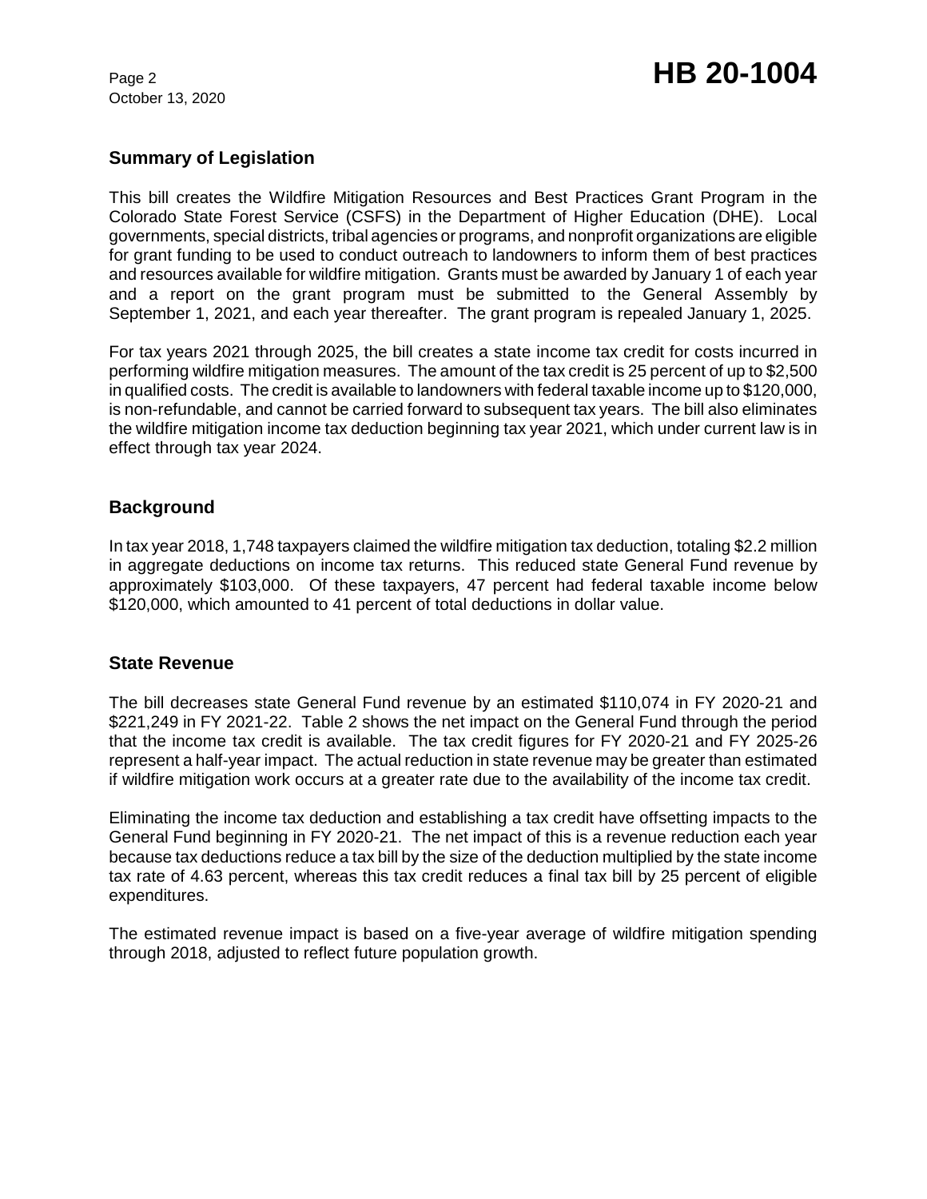## Summary of Legislation

This bill creates the Wildfire Mitigation Resources and Best Practices Grant Program in the Colorado State Forest Service (CSFS) in the Department of Higher Education (DHE). Local governments, special districts, tribal agencies or programs, and nonprofit organizations are eligible for grant funding to be used to conduct outreach to landowners to inform them of best practices and resources available for wildfire mitigation. Grants must be awarded by January 1 of each year and a report on the grant program must be submitted to the General Assembly by September 1, 2021, and each year thereafter. The grant program is repealed January 1, 2025.

For tax years 2021 through 2025, the bill creates a state income tax credit for costs incurred in performing wildfire mitigation measures. The amount of the tax credit is 25 percent of up to $2,500 in qualified costs. The credit is available to landowners with federal taxable income up to $120,000, is non-refundable, and cannot be carried forward to subsequent tax years. The bill also eliminates the wildfire mitigation income tax deduction beginning tax year 2021, which under current law is in effect through tax year 2024.

## Background

In tax year 2018, 1,748 taxpayers claimed the wildfire mitigation tax deduction, totaling $2.2 million in aggregate deductions on income tax returns. This reduced state General Fund revenue by approximately $103,000. Of these taxpayers, 47 percent had federal taxable income below $120,000, which amounted to 41 percent of total deductions in dollar value.

## State Revenue

The bill decreases state General Fund revenue by an estimated $110,074 in FY 2020-21 and $221,249 in FY 2021-22. Table 2 shows the net impact on the General Fund through the period that the income tax credit is available. The tax credit figures for FY 2020-21 and FY 2025-26 represent a half-year impact. The actual reduction in state revenue may be greater than estimated if wildfire mitigation work occurs at a greater rate due to the availability of the income tax credit.

Eliminating the income tax deduction and establishing a tax credit have offsetting impacts to the General Fund beginning in FY 2020-21. The net impact of this is a revenue reduction each year because tax deductions reduce a tax bill by the size of the deduction multiplied by the state income tax rate of 4.63 percent, whereas this tax credit reduces a final tax bill by 25 percent of eligible expenditures.

The estimated revenue impact is based on a five-year average of wildfire mitigation spending through 2018, adjusted to reflect future population growth.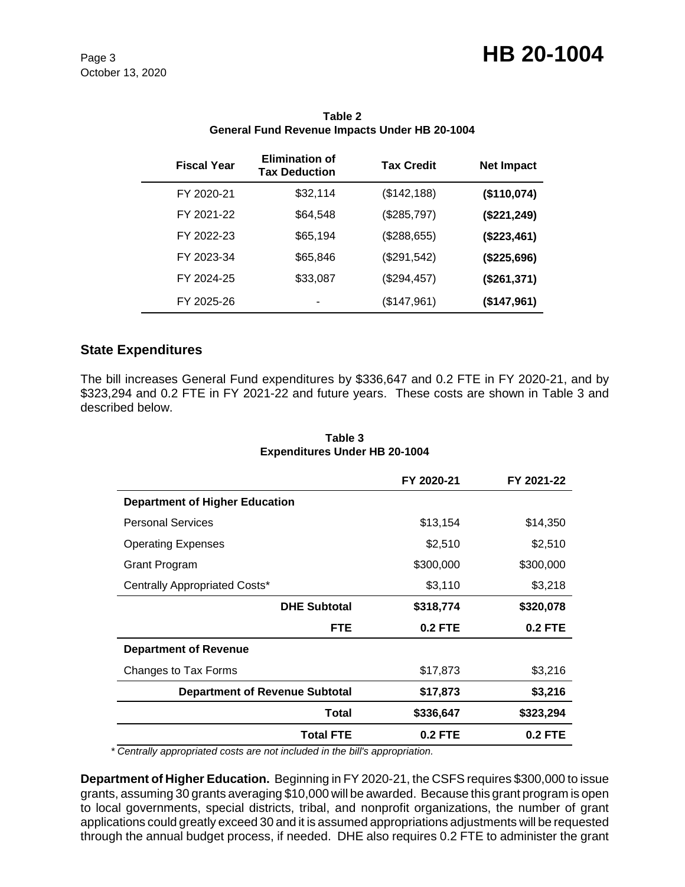**Table 2**
**General Fund Revenue Impacts Under HB 20-1004**

| Fiscal Year | Elimination of Tax Deduction | Tax Credit | Net Impact |
|---|---|---|---|
| FY 2020-21 | $32,114 | ($142,188) | **($110,074)** |
| FY 2021-22 | $64,548 | ($285,797) | **($221,249)** |
| FY 2022-23 | $65,194 | ($288,655) | **($223,461)** |
| FY 2023-34 | $65,846 | ($291,542) | **($225,696)** |
| FY 2024-25 | $33,087 | ($294,457) | **($261,371)** |
| FY 2025-26 | - | ($147,961) | **($147,961)** |

## State Expenditures

The bill increases General Fund expenditures by $336,647 and 0.2 FTE in FY 2020-21, and by $323,294 and 0.2 FTE in FY 2021-22 and future years. These costs are shown in Table 3 and described below.

**Table 3**
**Expenditures Under HB 20-1004**

| | FY 2020-21 | FY 2021-22 |
|---|---|---|
| **Department of Higher Education** | | |
| Personal Services | $13,154 | $14,350 |
| Operating Expenses | $2,510 | $2,510 |
| Grant Program | $300,000 | $300,000 |
| Centrally Appropriated Costs* | $3,110 | $3,218 |
| **DHE Subtotal** | **$318,774** | **$320,078** |
| **FTE** | **0.2 FTE** | **0.2 FTE** |
| **Department of Revenue** | | |
| Changes to Tax Forms | $17,873 | $3,216 |
| **Department of Revenue Subtotal** | **$17,873** | **$3,216** |
| **Total** | **$336,647** | **$323,294** |
| **Total FTE** | **0.2 FTE** | **0.2 FTE** |

*\* Centrally appropriated costs are not included in the bill's appropriation.*

**Department of Higher Education.** Beginning in FY 2020-21, the CSFS requires $300,000 to issue grants, assuming 30 grants averaging $10,000 will be awarded. Because this grant program is open to local governments, special districts, tribal, and nonprofit organizations, the number of grant applications could greatly exceed 30 and it is assumed appropriations adjustments will be requested through the annual budget process, if needed. DHE also requires 0.2 FTE to administer the grant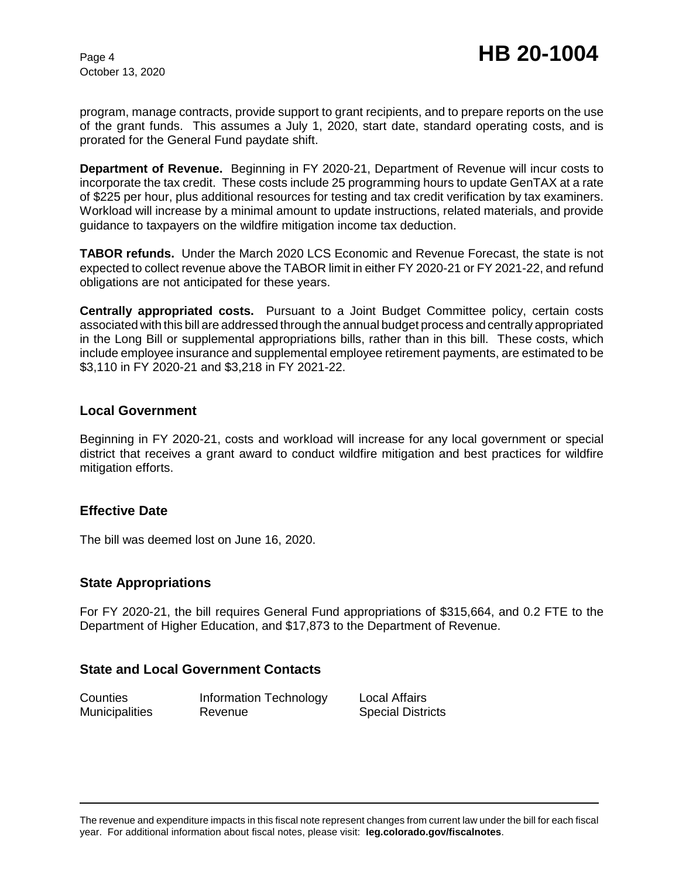program, manage contracts, provide support to grant recipients, and to prepare reports on the use of the grant funds. This assumes a July 1, 2020, start date, standard operating costs, and is prorated for the General Fund paydate shift.

**Department of Revenue.** Beginning in FY 2020-21, Department of Revenue will incur costs to incorporate the tax credit. These costs include 25 programming hours to update GenTAX at a rate of $225 per hour, plus additional resources for testing and tax credit verification by tax examiners. Workload will increase by a minimal amount to update instructions, related materials, and provide guidance to taxpayers on the wildfire mitigation income tax deduction.

**TABOR refunds.** Under the March 2020 LCS Economic and Revenue Forecast, the state is not expected to collect revenue above the TABOR limit in either FY 2020-21 or FY 2021-22, and refund obligations are not anticipated for these years.

**Centrally appropriated costs.** Pursuant to a Joint Budget Committee policy, certain costs associated with this bill are addressed through the annual budget process and centrally appropriated in the Long Bill or supplemental appropriations bills, rather than in this bill. These costs, which include employee insurance and supplemental employee retirement payments, are estimated to be $3,110 in FY 2020-21 and $3,218 in FY 2021-22.

## Local Government

Beginning in FY 2020-21, costs and workload will increase for any local government or special district that receives a grant award to conduct wildfire mitigation and best practices for wildfire mitigation efforts.

## Effective Date

The bill was deemed lost on June 16, 2020.

## State Appropriations

For FY 2020-21, the bill requires General Fund appropriations of $315,664, and 0.2 FTE to the Department of Higher Education, and $17,873 to the Department of Revenue.

## State and Local Government Contacts

| | | |
|---|---|---|
| Counties | Information Technology | Local Affairs |
| Municipalities | Revenue | Special Districts |

The revenue and expenditure impacts in this fiscal note represent changes from current law under the bill for each fiscal year. For additional information about fiscal notes, please visit: **leg.colorado.gov/fiscalnotes**.